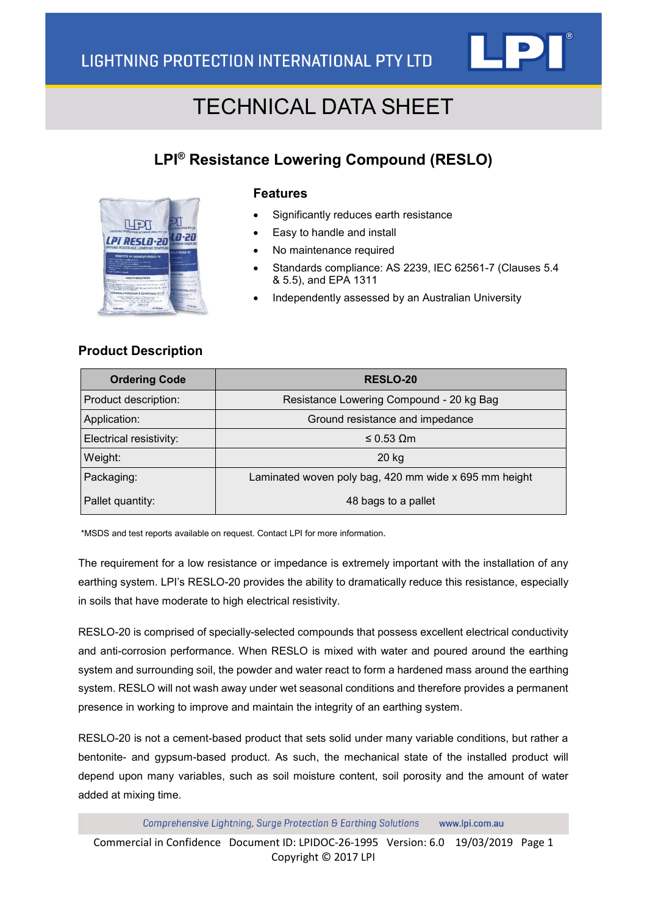LIGHTNING PROTECTION INTERNATIONAL PTY LTD

# TECHNICAL DATA SHEET

## LPI® Resistance Lowering Compound (RESLO)

### Features

- Significantly reduces earth resistance
- Easy to handle and install
- No maintenance required
- Standards compliance: AS 2239, IEC 62561-7 (Clauses 5.4 & 5.5), and EPA 1311
- Independently assessed by an Australian University

### Product Description

| Ordering Code | RESLO-20 |
|---|---|
| Product description: | Resistance Lowering Compound - 20 kg Bag |
| Application: | Ground resistance and impedance |
| Electrical resistivity: | ≤ 0.53 Ωm |
| Weight: | 20 kg |
| Packaging: | Laminated woven poly bag, 420 mm wide x 695 mm height |
| Pallet quantity: | 48 bags to a pallet |

*MSDS and test reports available on request. Contact LPI for more information.

The requirement for a low resistance or impedance is extremely important with the installation of any earthing system. LPI's RESLO-20 provides the ability to dramatically reduce this resistance, especially in soils that have moderate to high electrical resistivity.

RESLO-20 is comprised of specially-selected compounds that possess excellent electrical conductivity and anti-corrosion performance. When RESLO is mixed with water and poured around the earthing system and surrounding soil, the powder and water react to form a hardened mass around the earthing system. RESLO will not wash away under wet seasonal conditions and therefore provides a permanent presence in working to improve and maintain the integrity of an earthing system.

RESLO-20 is not a cement-based product that sets solid under many variable conditions, but rather a bentonite- and gypsum-based product. As such, the mechanical state of the installed product will depend upon many variables, such as soil moisture content, soil porosity and the amount of water added at mixing time.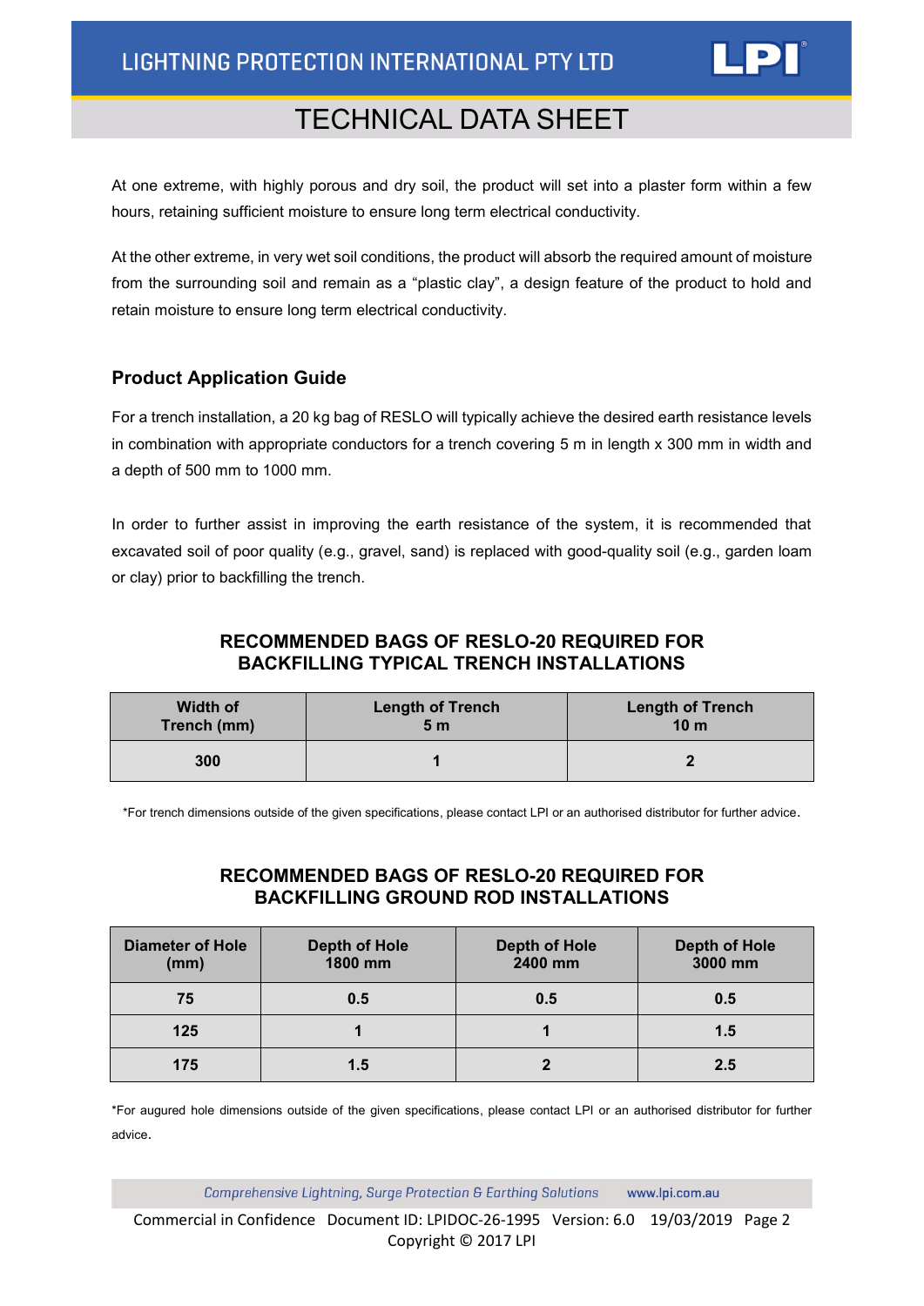At one extreme, with highly porous and dry soil, the product will set into a plaster form within a few hours, retaining sufficient moisture to ensure long term electrical conductivity.

At the other extreme, in very wet soil conditions, the product will absorb the required amount of moisture from the surrounding soil and remain as a "plastic clay", a design feature of the product to hold and retain moisture to ensure long term electrical conductivity.

## Product Application Guide

For a trench installation, a 20 kg bag of RESLO will typically achieve the desired earth resistance levels in combination with appropriate conductors for a trench covering 5 m in length x 300 mm in width and a depth of 500 mm to 1000 mm.

In order to further assist in improving the earth resistance of the system, it is recommended that excavated soil of poor quality (e.g., gravel, sand) is replaced with good-quality soil (e.g., garden loam or clay) prior to backfilling the trench.

### RECOMMENDED BAGS OF RESLO-20 REQUIRED FOR BACKFILLING TYPICAL TRENCH INSTALLATIONS

| Width of Trench (mm) | Length of Trench 5 m | Length of Trench 10 m |
|---|---|---|
| 300 | 1 | 2 |

*For trench dimensions outside of the given specifications, please contact LPI or an authorised distributor for further advice.

### RECOMMENDED BAGS OF RESLO-20 REQUIRED FOR BACKFILLING GROUND ROD INSTALLATIONS

| Diameter of Hole (mm) | Depth of Hole 1800 mm | Depth of Hole 2400 mm | Depth of Hole 3000 mm |
|---|---|---|---|
| 75 | 0.5 | 0.5 | 0.5 |
| 125 | 1 | 1 | 1.5 |
| 175 | 1.5 | 2 | 2.5 |

*For augured hole dimensions outside of the given specifications, please contact LPI or an authorised distributor for further advice.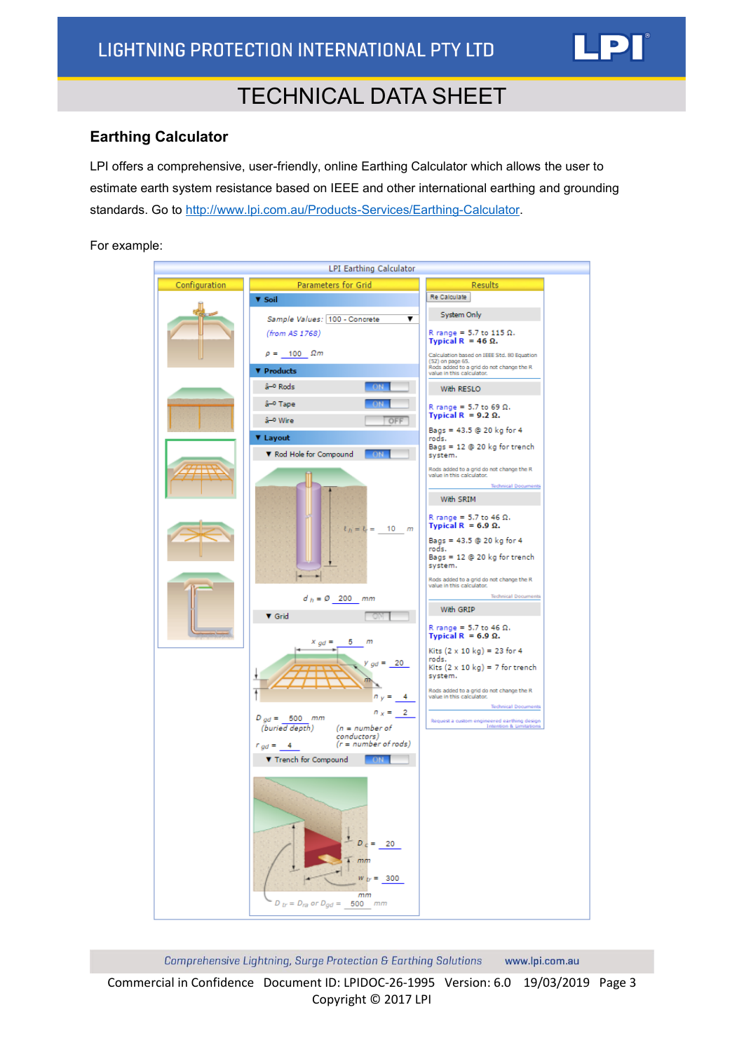## Earthing Calculator

LPI offers a comprehensive, user-friendly, online Earthing Calculator which allows the user to estimate earth system resistance based on IEEE and other international earthing and grounding standards. Go to http://www.lpi.com.au/Products-Services/Earthing-Calculator.

For example: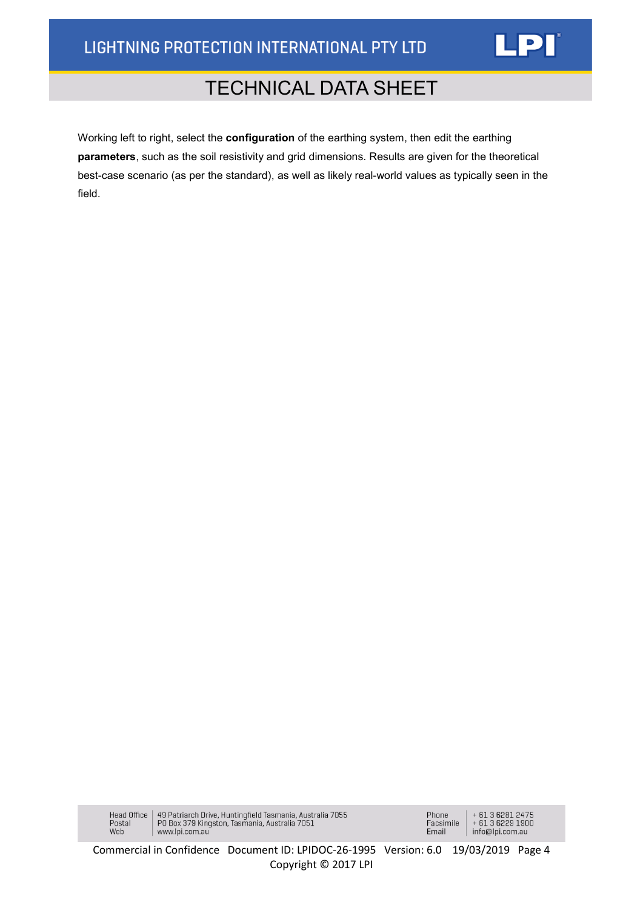Working left to right, select the **configuration** of the earthing system, then edit the earthing **parameters**, such as the soil resistivity and grid dimensions. Results are given for the theoretical best-case scenario (as per the standard), as well as likely real-world values as typically seen in the field.